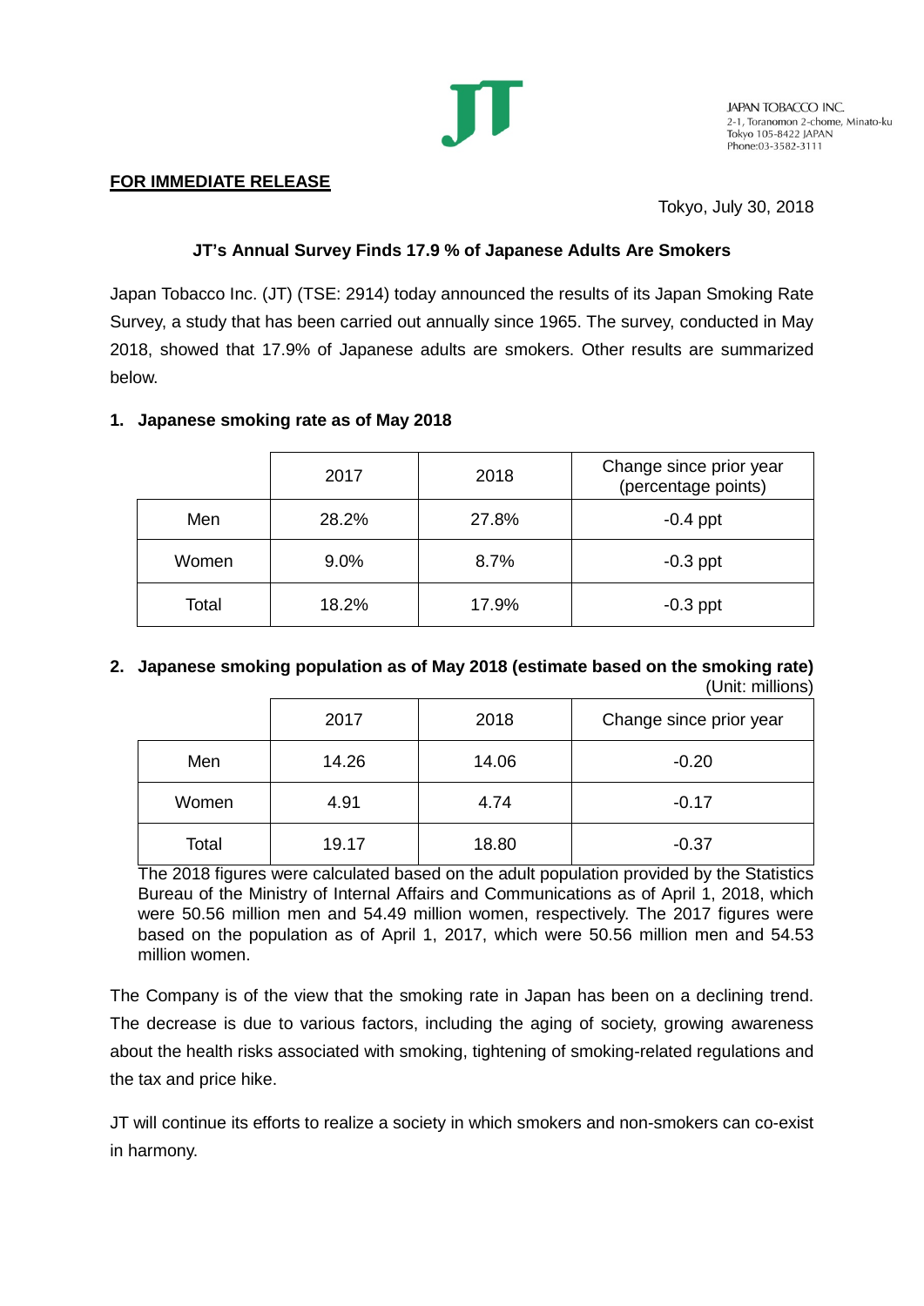JAPAN TOBACCO INC.
2-1, Toranomon 2-chome, Minato-ku
Tokyo 105-8422 JAPAN
Phone:03-3582-3111

**FOR IMMEDIATE RELEASE**

Tokyo, July 30, 2018

**JT's Annual Survey Finds 17.9 % of Japanese Adults Are Smokers**

Japan Tobacco Inc. (JT) (TSE: 2914) today announced the results of its Japan Smoking Rate Survey, a study that has been carried out annually since 1965. The survey, conducted in May 2018, showed that 17.9% of Japanese adults are smokers. Other results are summarized below.

### 1. Japanese smoking rate as of May 2018

| | 2017 | 2018 | Change since prior year (percentage points) |
|---|---|---|---|
| Men | 28.2% | 27.8% | -0.4 ppt |
| Women | 9.0% | 8.7% | -0.3 ppt |
| Total | 18.2% | 17.9% | -0.3 ppt |

### 2. Japanese smoking population as of May 2018 (estimate based on the smoking rate)

(Unit: millions)

| | 2017 | 2018 | Change since prior year |
|---|---|---|---|
| Men | 14.26 | 14.06 | -0.20 |
| Women | 4.91 | 4.74 | -0.17 |
| Total | 19.17 | 18.80 | -0.37 |

The 2018 figures were calculated based on the adult population provided by the Statistics Bureau of the Ministry of Internal Affairs and Communications as of April 1, 2018, which were 50.56 million men and 54.49 million women, respectively. The 2017 figures were based on the population as of April 1, 2017, which were 50.56 million men and 54.53 million women.

The Company is of the view that the smoking rate in Japan has been on a declining trend. The decrease is due to various factors, including the aging of society, growing awareness about the health risks associated with smoking, tightening of smoking-related regulations and the tax and price hike.

JT will continue its efforts to realize a society in which smokers and non-smokers can co-exist in harmony.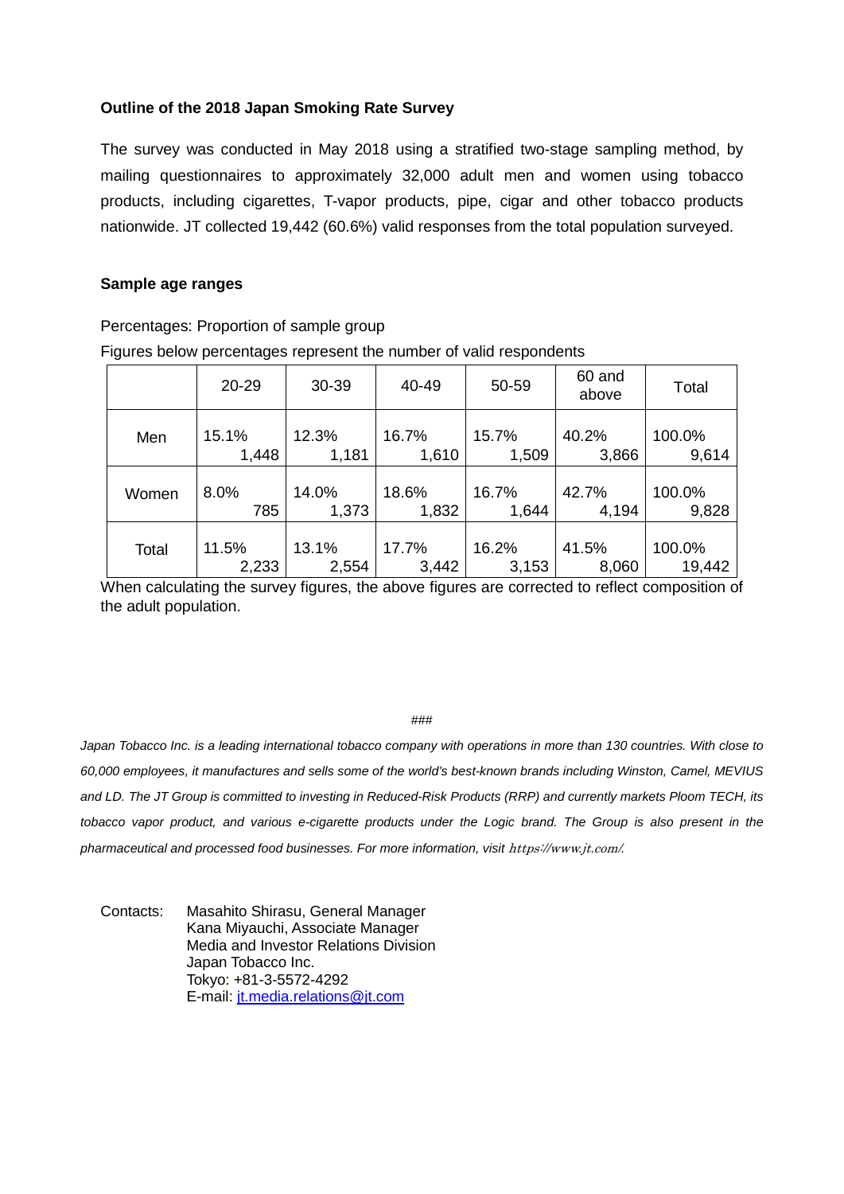**Outline of the 2018 Japan Smoking Rate Survey**

The survey was conducted in May 2018 using a stratified two-stage sampling method, by mailing questionnaires to approximately 32,000 adult men and women using tobacco products, including cigarettes, T-vapor products, pipe, cigar and other tobacco products nationwide. JT collected 19,442 (60.6%) valid responses from the total population surveyed.

**Sample age ranges**

Percentages: Proportion of sample group

Figures below percentages represent the number of valid respondents

| | 20-29 | 30-39 | 40-49 | 50-59 | 60 and above | Total |
|---|---|---|---|---|---|---|
| Men | 15.1%<br>1,448 | 12.3%<br>1,181 | 16.7%<br>1,610 | 15.7%<br>1,509 | 40.2%<br>3,866 | 100.0%<br>9,614 |
| Women | 8.0%<br>785 | 14.0%<br>1,373 | 18.6%<br>1,832 | 16.7%<br>1,644 | 42.7%<br>4,194 | 100.0%<br>9,828 |
| Total | 11.5%<br>2,233 | 13.1%<br>2,554 | 17.7%<br>3,442 | 16.2%<br>3,153 | 41.5%<br>8,060 | 100.0%<br>19,442 |

When calculating the survey figures, the above figures are corrected to reflect composition of the adult population.

###

*Japan Tobacco Inc. is a leading international tobacco company with operations in more than 130 countries. With close to 60,000 employees, it manufactures and sells some of the world's best-known brands including Winston, Camel, MEVIUS and LD. The JT Group is committed to investing in Reduced-Risk Products (RRP) and currently markets Ploom TECH, its tobacco vapor product, and various e-cigarette products under the Logic brand. The Group is also present in the pharmaceutical and processed food businesses. For more information, visit https://www.jt.com/.*

Contacts: Masahito Shirasu, General Manager
Kana Miyauchi, Associate Manager
Media and Investor Relations Division
Japan Tobacco Inc.
Tokyo: +81-3-5572-4292
E-mail: jt.media.relations@jt.com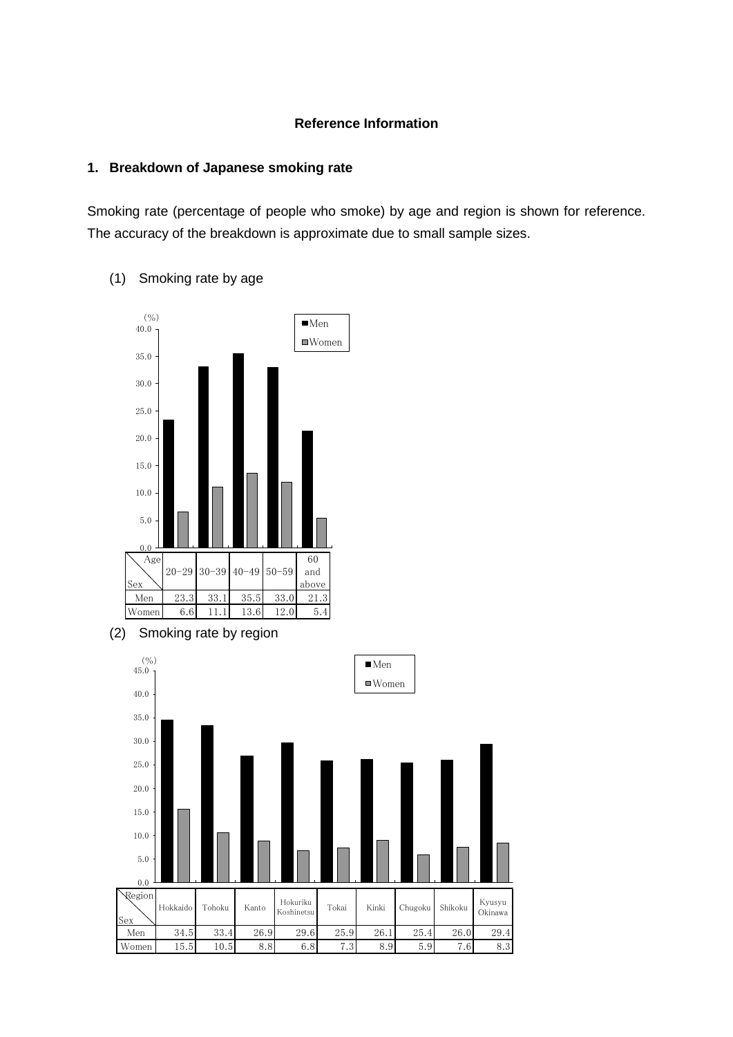### Reference Information

### 1. Breakdown of Japanese smoking rate

Smoking rate (percentage of people who smoke) by age and region is shown for reference. The accuracy of the breakdown is approximate due to small sample sizes.

(1) Smoking rate by age

| Sex \ Age | 20-29 | 30-39 | 40-49 | 50-59 | 60 and above |
|---|---|---|---|---|---|
| Men | 23.3 | 33.1 | 35.5 | 33.0 | 21.3 |
| Women | 6.6 | 11.1 | 13.6 | 12.0 | 5.4 |

(2) Smoking rate by region

| Sex \ Region | Hokkaido | Tohoku | Kanto | Hokuriku Koshinetsu | Tokai | Kinki | Chugoku | Shikoku | Kyusyu Okinawa |
|---|---|---|---|---|---|---|---|---|---|
| Men | 34.5 | 33.4 | 26.9 | 29.6 | 25.9 | 26.1 | 25.4 | 26.0 | 29.4 |
| Women | 15.5 | 10.5 | 8.8 | 6.8 | 7.3 | 8.9 | 5.9 | 7.6 | 8.3 |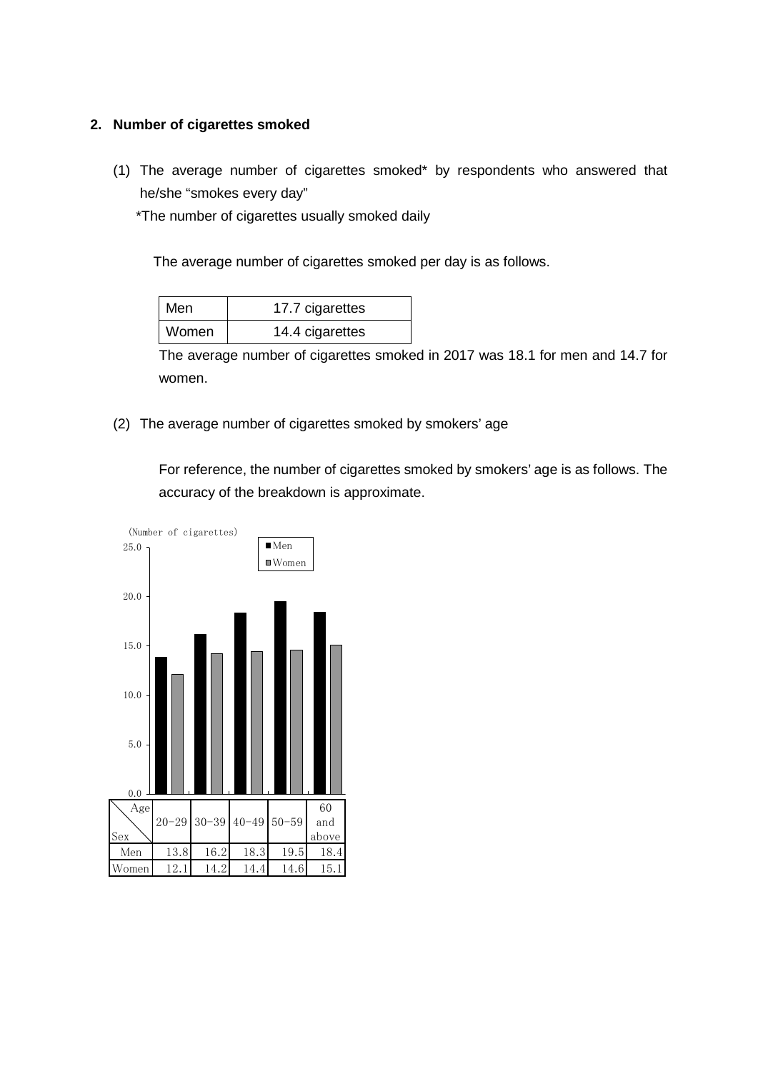## 2. Number of cigarettes smoked

(1) The average number of cigarettes smoked* by respondents who answered that he/she "smokes every day"

*The number of cigarettes usually smoked daily

The average number of cigarettes smoked per day is as follows.

| | |
|---|---|
| Men | 17.7 cigarettes |
| Women | 14.4 cigarettes |

The average number of cigarettes smoked in 2017 was 18.1 for men and 14.7 for women.

(2) The average number of cigarettes smoked by smokers' age

For reference, the number of cigarettes smoked by smokers' age is as follows. The accuracy of the breakdown is approximate.

(Number of cigarettes)

25.0
20.0
15.0
10.0
5.0
0.0

■Men
■Women

| Sex \ Age | 20-29 | 30-39 | 40-49 | 50-59 | 60 and above |
|---|---|---|---|---|---|
| Men | 13.8 | 16.2 | 18.3 | 19.5 | 18.4 |
| Women | 12.1 | 14.2 | 14.4 | 14.6 | 15.1 |